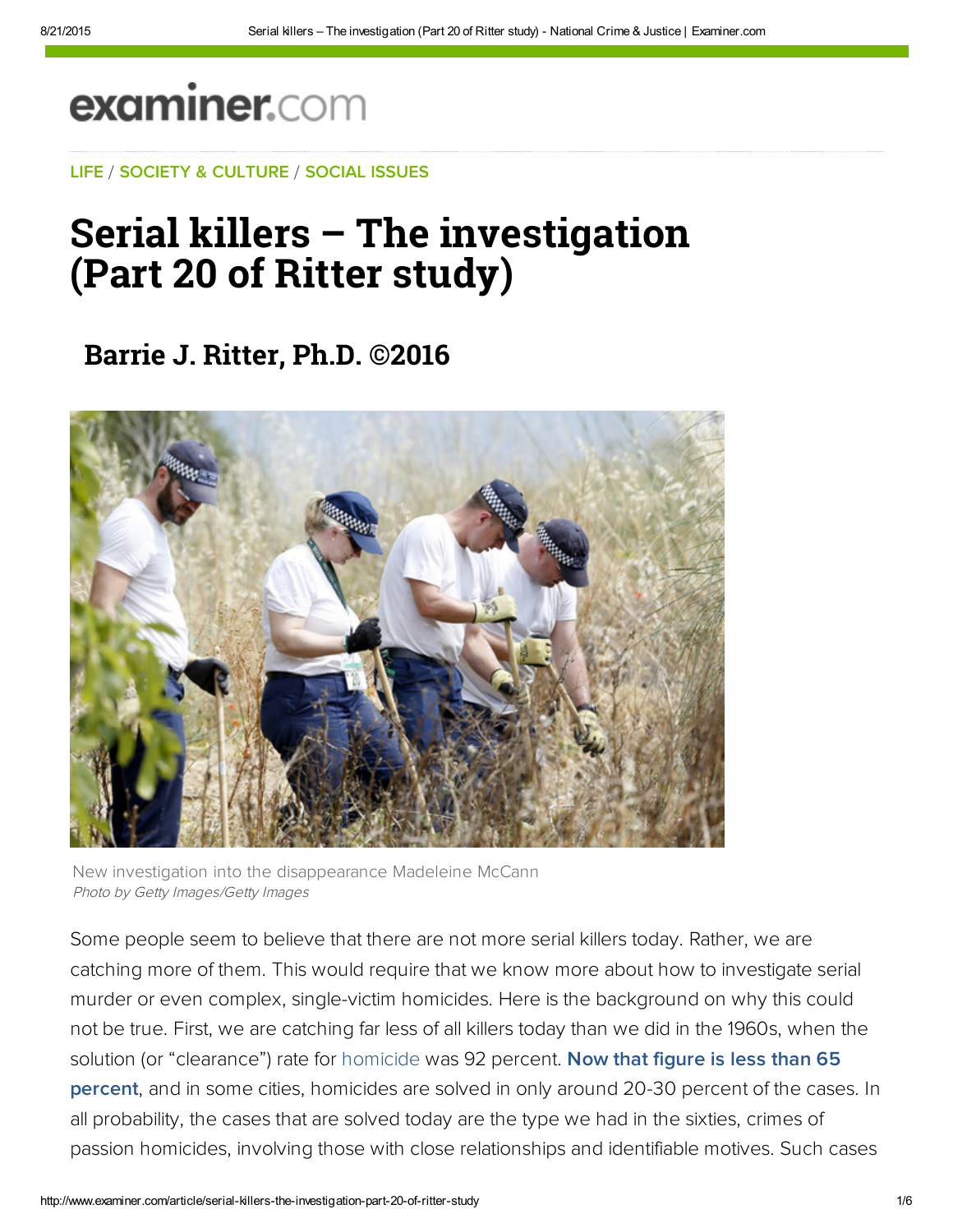examiner.com

LIFE / SOCIETY & CULTURE / SOCIAL ISSUES

# Serial killers – The investigation (Part 20 of Ritter study)

## Barrie J. Ritter, Ph.D. ©2016

New investigation into the disappearance Madeleine McCann
*Photo by Getty Images/Getty Images*

Some people seem to believe that there are not more serial killers today. Rather, we are catching more of them. This would require that we know more about how to investigate serial murder or even complex, single-victim homicides. Here is the background on why this could not be true. First, we are catching far less of all killers today than we did in the 1960s, when the solution (or "clearance") rate for homicide was 92 percent. **Now that figure is less than 65 percent**, and in some cities, homicides are solved in only around 20-30 percent of the cases. In all probability, the cases that are solved today are the type we had in the sixties, crimes of passion homicides, involving those with close relationships and identifiable motives. Such cases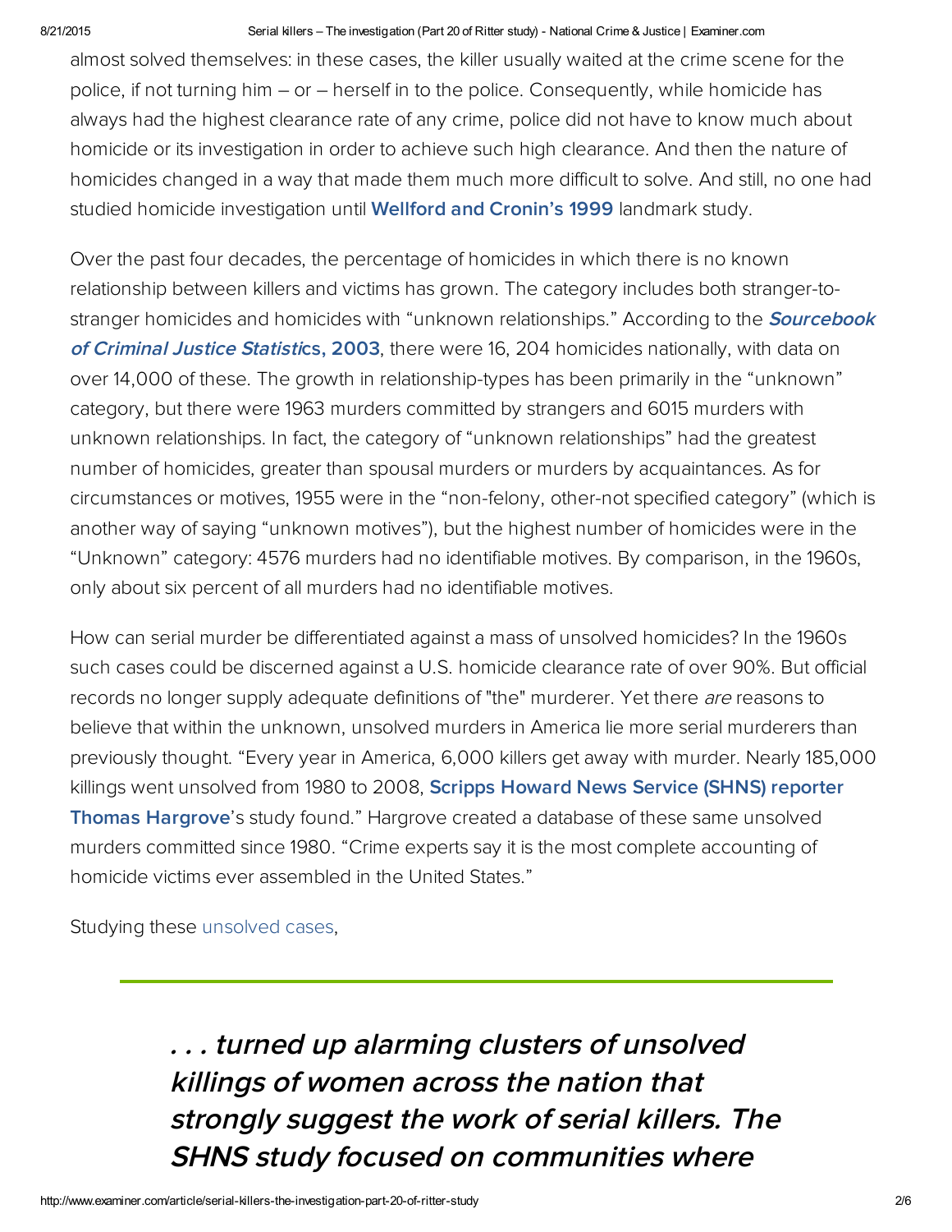almost solved themselves: in these cases, the killer usually waited at the crime scene for the police, if not turning him – or – herself in to the police. Consequently, while homicide has always had the highest clearance rate of any crime, police did not have to know much about homicide or its investigation in order to achieve such high clearance. And then the nature of homicides changed in a way that made them much more difficult to solve. And still, no one had studied homicide investigation until **Wellford and Cronin's 1999** landmark study.

Over the past four decades, the percentage of homicides in which there is no known relationship between killers and victims has grown. The category includes both stranger-to-stranger homicides and homicides with "unknown relationships." According to the ***Sourcebook of Criminal Justice Statisti*cs, 2003**, there were 16, 204 homicides nationally, with data on over 14,000 of these. The growth in relationship-types has been primarily in the "unknown" category, but there were 1963 murders committed by strangers and 6015 murders with unknown relationships. In fact, the category of "unknown relationships" had the greatest number of homicides, greater than spousal murders or murders by acquaintances. As for circumstances or motives, 1955 were in the "non-felony, other-not specified category" (which is another way of saying "unknown motives"), but the highest number of homicides were in the "Unknown" category: 4576 murders had no identifiable motives. By comparison, in the 1960s, only about six percent of all murders had no identifiable motives.

How can serial murder be differentiated against a mass of unsolved homicides? In the 1960s such cases could be discerned against a U.S. homicide clearance rate of over 90%. But official records no longer supply adequate definitions of "the" murderer. Yet there *are* reasons to believe that within the unknown, unsolved murders in America lie more serial murderers than previously thought. "Every year in America, 6,000 killers get away with murder. Nearly 185,000 killings went unsolved from 1980 to 2008, **Scripps Howard News Service (SHNS) reporter Thomas Hargrove**'s study found." Hargrove created a database of these same unsolved murders committed since 1980. "Crime experts say it is the most complete accounting of homicide victims ever assembled in the United States."

Studying these unsolved cases,

> ***. . . turned up alarming clusters of unsolved killings of women across the nation that strongly suggest the work of serial killers. The SHNS study focused on communities where***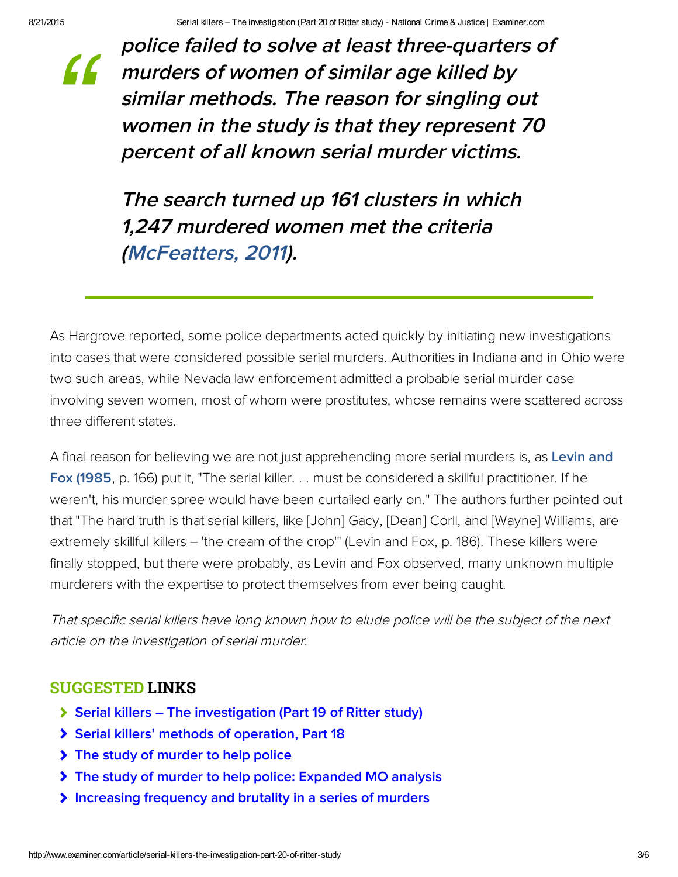> *police failed to solve at least three-quarters of murders of women of similar age killed by similar methods. The reason for singling out women in the study is that they represent 70 percent of all known serial murder victims.*
>
> *The search turned up 161 clusters in which 1,247 murdered women met the criteria (McFeatters, 2011).*

As Hargrove reported, some police departments acted quickly by initiating new investigations into cases that were considered possible serial murders. Authorities in Indiana and in Ohio were two such areas, while Nevada law enforcement admitted a probable serial murder case involving seven women, most of whom were prostitutes, whose remains were scattered across three different states.

A final reason for believing we are not just apprehending more serial murders is, as Levin and Fox (1985, p. 166) put it, "The serial killer. . . must be considered a skillful practitioner. If he weren't, his murder spree would have been curtailed early on." The authors further pointed out that "The hard truth is that serial killers, like [John] Gacy, [Dean] Corll, and [Wayne] Williams, are extremely skillful killers – 'the cream of the crop'" (Levin and Fox, p. 186). These killers were finally stopped, but there were probably, as Levin and Fox observed, many unknown multiple murderers with the expertise to protect themselves from ever being caught.

*That specific serial killers have long known how to elude police will be the subject of the next article on the investigation of serial murder.*

## SUGGESTED LINKS

- Serial killers – The investigation (Part 19 of Ritter study)
- Serial killers' methods of operation, Part 18
- The study of murder to help police
- The study of murder to help police: Expanded MO analysis
- Increasing frequency and brutality in a series of murders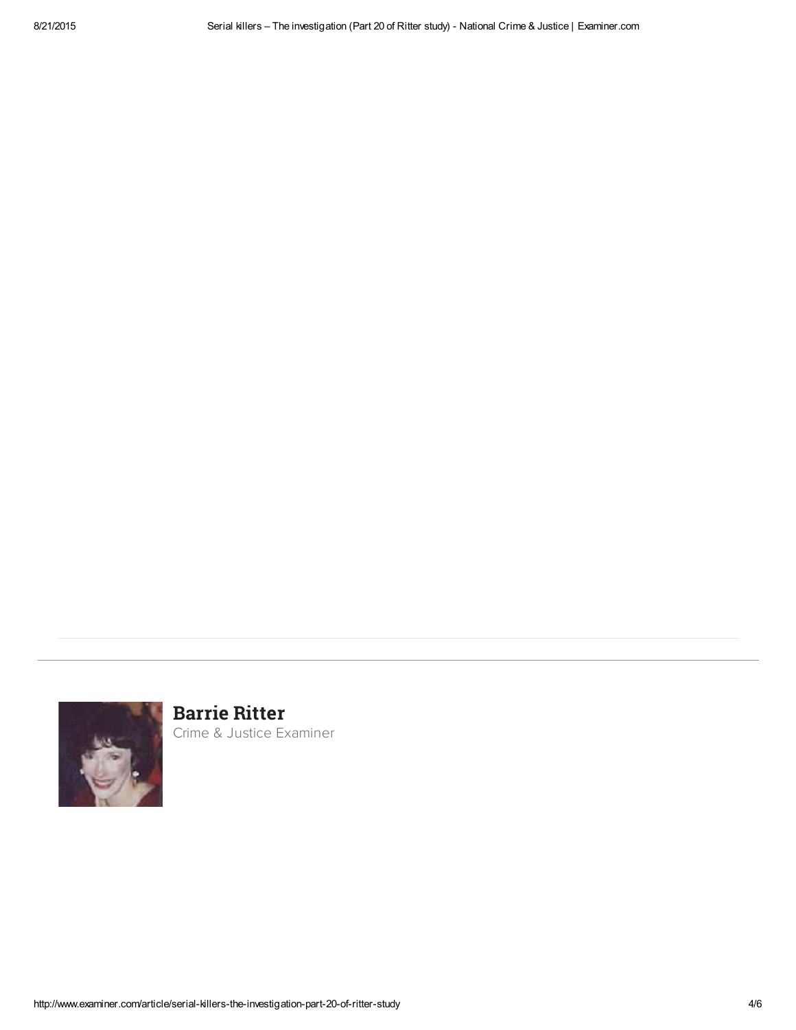**Barrie Ritter**

Crime & Justice Examiner